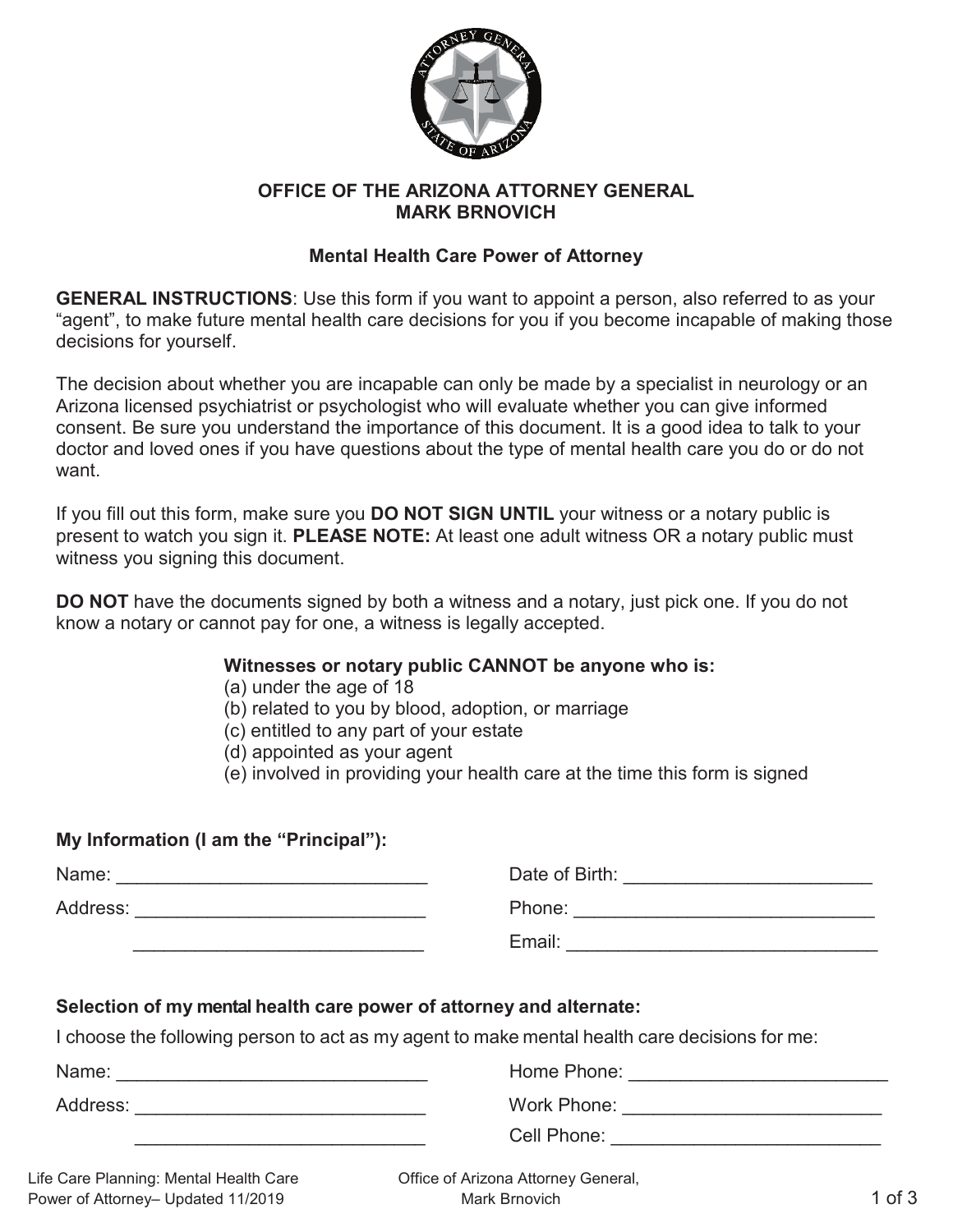**OFFICE OF THE ARIZONA ATTORNEY GENERAL**
**MARK BRNOVICH**

## Mental Health Care Power of Attorney

**GENERAL INSTRUCTIONS**: Use this form if you want to appoint a person, also referred to as your "agent", to make future mental health care decisions for you if you become incapable of making those decisions for yourself.

The decision about whether you are incapable can only be made by a specialist in neurology or an Arizona licensed psychiatrist or psychologist who will evaluate whether you can give informed consent. Be sure you understand the importance of this document. It is a good idea to talk to your doctor and loved ones if you have questions about the type of mental health care you do or do not want.

If you fill out this form, make sure you **DO NOT SIGN UNTIL** your witness or a notary public is present to watch you sign it. **PLEASE NOTE:** At least one adult witness OR a notary public must witness you signing this document.

**DO NOT** have the documents signed by both a witness and a notary, just pick one. If you do not know a notary or cannot pay for one, a witness is legally accepted.

**Witnesses or notary public CANNOT be anyone who is:**

(a) under the age of 18
(b) related to you by blood, adoption, or marriage
(c) entitled to any part of your estate
(d) appointed as your agent
(e) involved in providing your health care at the time this form is signed

**My Information (I am the "Principal"):**

Name: ______________________________ Date of Birth: ________________________

Address: ____________________________ Phone: _____________________________

____________________________ Email: ______________________________

**Selection of my mental health care power of attorney and alternate:**

I choose the following person to act as my agent to make mental health care decisions for me:

Name: ______________________________ Home Phone: _________________________

Address: ____________________________ Work Phone: _________________________

____________________________ Cell Phone: __________________________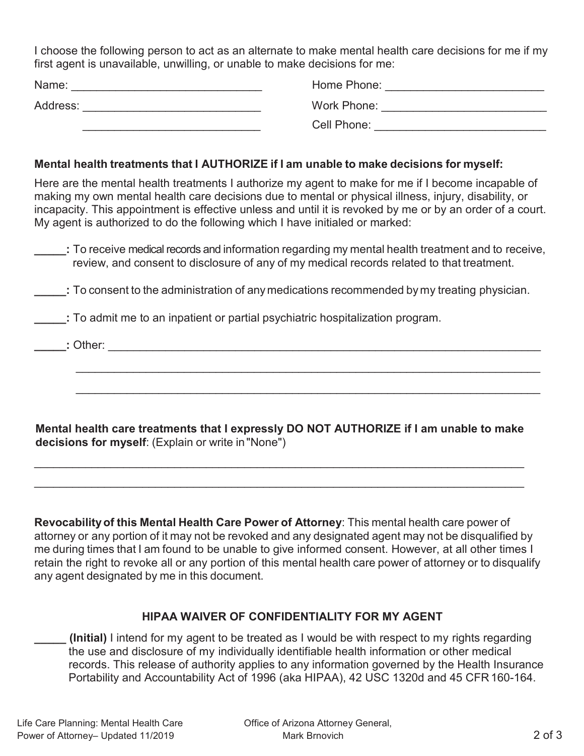I choose the following person to act as an alternate to make mental health care decisions for me if my first agent is unavailable, unwilling, or unable to make decisions for me:

Name: ______________________________ Home Phone: _________________________

Address: ____________________________ Work Phone: __________________________

____________________________ Cell Phone: ___________________________

**Mental health treatments that I AUTHORIZE if I am unable to make decisions for myself:**

Here are the mental health treatments I authorize my agent to make for me if I become incapable of making my own mental health care decisions due to mental or physical illness, injury, disability, or incapacity. This appointment is effective unless and until it is revoked by me or by an order of a court. My agent is authorized to do the following which I have initialed or marked:

**_____:** To receive medical records and information regarding my mental health treatment and to receive, review, and consent to disclosure of any of my medical records related to that treatment.

**_____:** To consent to the administration of any medications recommended by my treating physician.

**_____:** To admit me to an inpatient or partial psychiatric hospitalization program.

**_____:** Other: ________________________________________________________________________

________________________________________________________________________________

________________________________________________________________________________

**Mental health care treatments that I expressly DO NOT AUTHORIZE if I am unable to make decisions for myself**: (Explain or write in "None")

________________________________________________________________________________

________________________________________________________________________________

**Revocability of this Mental Health Care Power of Attorney**: This mental health care power of attorney or any portion of it may not be revoked and any designated agent may not be disqualified by me during times that I am found to be unable to give informed consent. However, at all other times I retain the right to revoke all or any portion of this mental health care power of attorney or to disqualify any agent designated by me in this document.

### HIPAA WAIVER OF CONFIDENTIALITY FOR MY AGENT

_____ **(Initial)** I intend for my agent to be treated as I would be with respect to my rights regarding the use and disclosure of my individually identifiable health information or other medical records. This release of authority applies to any information governed by the Health Insurance Portability and Accountability Act of 1996 (aka HIPAA), 42 USC 1320d and 45 CFR 160-164.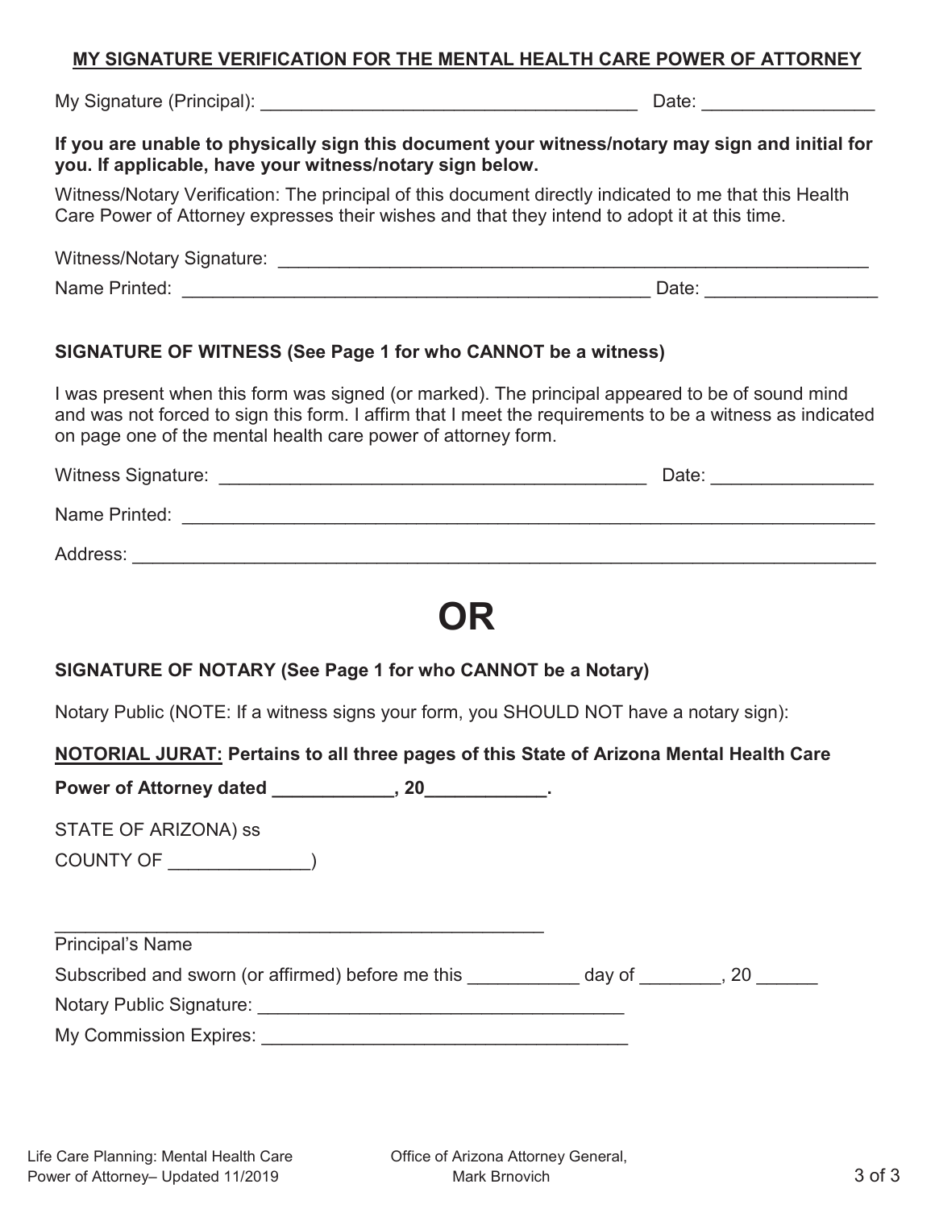## MY SIGNATURE VERIFICATION FOR THE MENTAL HEALTH CARE POWER OF ATTORNEY

My Signature (Principal): ____________________________________ Date: ________________

**If you are unable to physically sign this document your witness/notary may sign and initial for you. If applicable, have your witness/notary sign below.**

Witness/Notary Verification: The principal of this document directly indicated to me that this Health Care Power of Attorney expresses their wishes and that they intend to adopt it at this time.

Witness/Notary Signature: ____________________________________________________________

Name Printed: _____________________________________________ Date: ________________

### SIGNATURE OF WITNESS (See Page 1 for who CANNOT be a witness)

I was present when this form was signed (or marked). The principal appeared to be of sound mind and was not forced to sign this form. I affirm that I meet the requirements to be a witness as indicated on page one of the mental health care power of attorney form.

Witness Signature: _________________________________________ Date: _______________

Name Printed: _______________________________________________________________________

Address: ___________________________________________________________________________

# OR

### SIGNATURE OF NOTARY (See Page 1 for who CANNOT be a Notary)

Notary Public (NOTE: If a witness signs your form, you SHOULD NOT have a notary sign):

**NOTORIAL JURAT: Pertains to all three pages of this State of Arizona Mental Health Care Power of Attorney dated ___________, 20___________.**

STATE OF ARIZONA) ss

COUNTY OF _____________)

_______________________________________________

Principal's Name

Subscribed and sworn (or affirmed) before me this __________ day of ________, 20 ______

Notary Public Signature: ___________________________________

My Commission Expires: ___________________________________